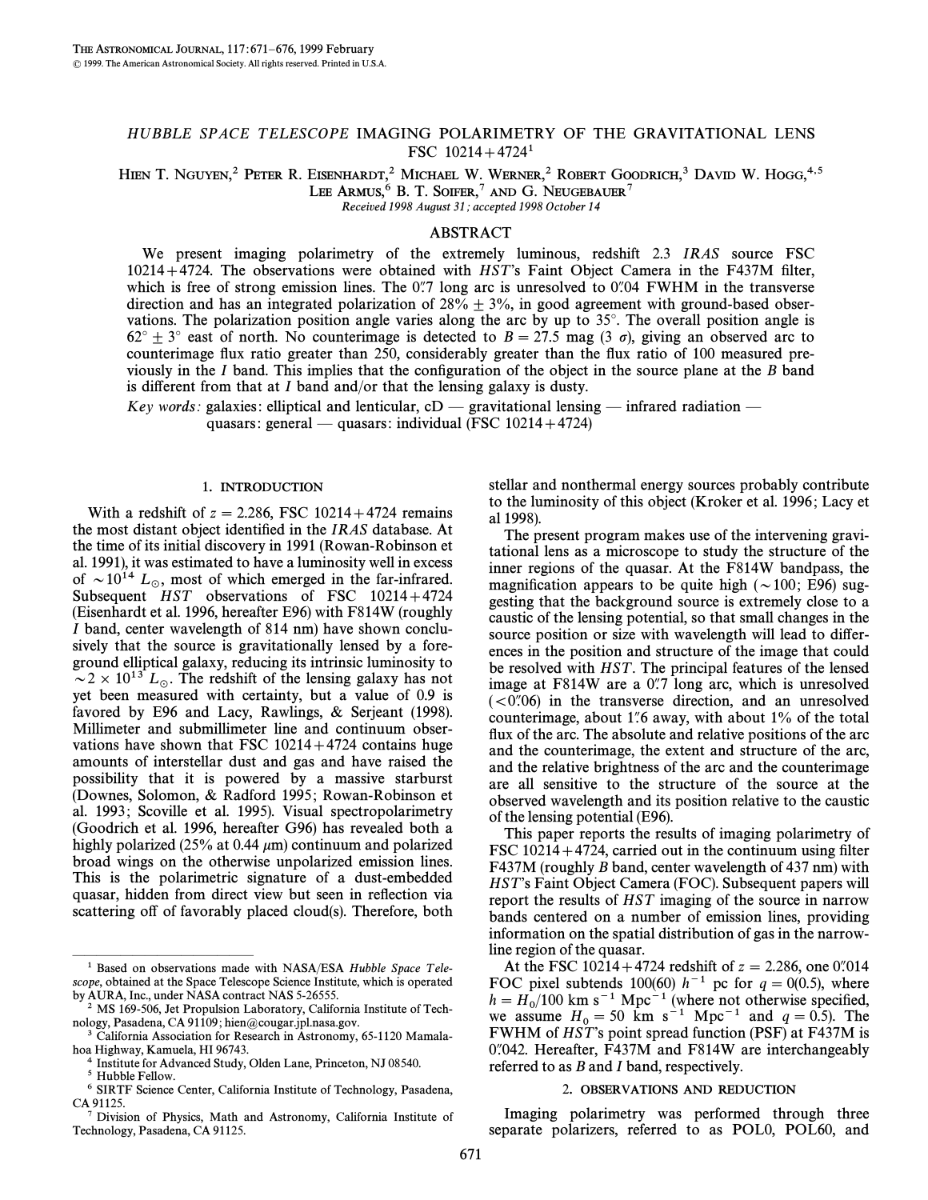# HUBBLE SPACE TELESCOPE IMAGING POLARIMETRY OF THE GRAVITATIONAL LENS FSC 10214+4724[1]

HIEN T. NGUYEN,[2] PETER R. EISENHARDT,[2] MICHAEL W. WERNER,[2] ROBERT GOODRICH,[3] DAVID W. HOGG,[4,5] LEE ARMUS,[6] B. T. SOIFER,[7] AND G. NEUGEBAUER[7]

*Received 1998 August 31; accepted 1998 October 14*

## ABSTRACT

We present imaging polarimetry of the extremely luminous, redshift 2.3 *IRAS* source FSC 10214+4724. The observations were obtained with *HST*'s Faint Object Camera in the F437M filter, which is free of strong emission lines. The 0".7 long arc is unresolved to 0".04 FWHM in the transverse direction and has an integrated polarization of 28% ± 3%, in good agreement with ground-based observations. The polarization position angle varies along the arc by up to 35°. The overall position angle is 62° ± 3° east of north. No counterimage is detected to $B = 27.5$ mag (3 $\sigma$), giving an observed arc to counterimage flux ratio greater than 250, considerably greater than the flux ratio of 100 measured previously in the $I$ band. This implies that the configuration of the object in the source plane at the $B$ band is different from that at $I$ band and/or that the lensing galaxy is dusty.

*Key words:* galaxies: elliptical and lenticular, cD — gravitational lensing — infrared radiation — quasars: general — quasars: individual (FSC 10214+4724)

## 1. INTRODUCTION

With a redshift of $z = 2.286$, FSC 10214+4724 remains the most distant object identified in the *IRAS* database. At the time of its initial discovery in 1991 (Rowan-Robinson et al. 1991), it was estimated to have a luminosity well in excess of $\sim 10^{14}\ L_{\odot}$, most of which emerged in the far-infrared. Subsequent *HST* observations of FSC 10214+4724 (Eisenhardt et al. 1996, hereafter E96) with F814W (roughly $I$ band, center wavelength of 814 nm) have shown conclusively that the source is gravitationally lensed by a foreground elliptical galaxy, reducing its intrinsic luminosity to $\sim 2 \times 10^{13}\ L_{\odot}$. The redshift of the lensing galaxy has not yet been measured with certainty, but a value of 0.9 is favored by E96 and Lacy, Rawlings, & Serjeant (1998). Millimeter and submillimeter line and continuum observations have shown that FSC 10214+4724 contains huge amounts of interstellar dust and gas and have raised the possibility that it is powered by a massive starburst (Downes, Solomon, & Radford 1995; Rowan-Robinson et al. 1993; Scoville et al. 1995). Visual spectropolarimetry (Goodrich et al. 1996, hereafter G96) has revealed both a highly polarized (25% at 0.44 $\mu$m) continuum and polarized broad wings on the otherwise unpolarized emission lines. This is the polarimetric signature of a dust-embedded quasar, hidden from direct view but seen in reflection via scattering off of favorably placed cloud(s). Therefore, both stellar and nonthermal energy sources probably contribute to the luminosity of this object (Kroker et al. 1996; Lacy et al 1998).

The present program makes use of the intervening gravitational lens as a microscope to study the structure of the inner regions of the quasar. At the F814W bandpass, the magnification appears to be quite high (~100; E96) suggesting that the background source is extremely close to a caustic of the lensing potential, so that small changes in the source position or size with wavelength will lead to differences in the position and structure of the image that could be resolved with *HST*. The principal features of the lensed image at F814W are a 0".7 long arc, which is unresolved (<0".06) in the transverse direction, and an unresolved counterimage, about 1".6 away, with about 1% of the total flux of the arc. The absolute and relative positions of the arc and the counterimage, the extent and structure of the arc, and the relative brightness of the arc and the counterimage are all sensitive to the structure of the source at the observed wavelength and its position relative to the caustic of the lensing potential (E96).

This paper reports the results of imaging polarimetry of FSC 10214+4724, carried out in the continuum using filter F437M (roughly $B$ band, center wavelength of 437 nm) with *HST*'s Faint Object Camera (FOC). Subsequent papers will report the results of *HST* imaging of the source in narrow bands centered on a number of emission lines, providing information on the spatial distribution of gas in the narrow-line region of the quasar.

At the FSC 10214+4724 redshift of $z = 2.286$, one 0".014 FOC pixel subtends 100(60) $h^{-1}$ pc for $q = 0(0.5)$, where $h = H_0/100$ km s$^{-1}$ Mpc$^{-1}$ (where not otherwise specified, we assume $H_0 = 50$ km s$^{-1}$ Mpc$^{-1}$ and $q = 0.5$). The FWHM of *HST*'s point spread function (PSF) at F437M is 0".042. Hereafter, F437M and F814W are interchangeably referred to as $B$ and $I$ band, respectively.

## 2. OBSERVATIONS AND REDUCTION

Imaging polarimetry was performed through three separate polarizers, referred to as POL0, POL60, and

---

[1] Based on observations made with NASA/ESA *Hubble Space Telescope*, obtained at the Space Telescope Science Institute, which is operated by AURA, Inc., under NASA contract NAS 5-26555.

[2] MS 169-506, Jet Propulsion Laboratory, California Institute of Technology, Pasadena, CA 91109; hien@cougar.jpl.nasa.gov.

[3] California Association for Research in Astronomy, 65-1120 Mamalahoa Highway, Kamuela, HI 96743.

[4] Institute for Advanced Study, Olden Lane, Princeton, NJ 08540.

[5] Hubble Fellow.

[6] SIRTF Science Center, California Institute of Technology, Pasadena, CA 91125.

[7] Division of Physics, Math and Astronomy, California Institute of Technology, Pasadena, CA 91125.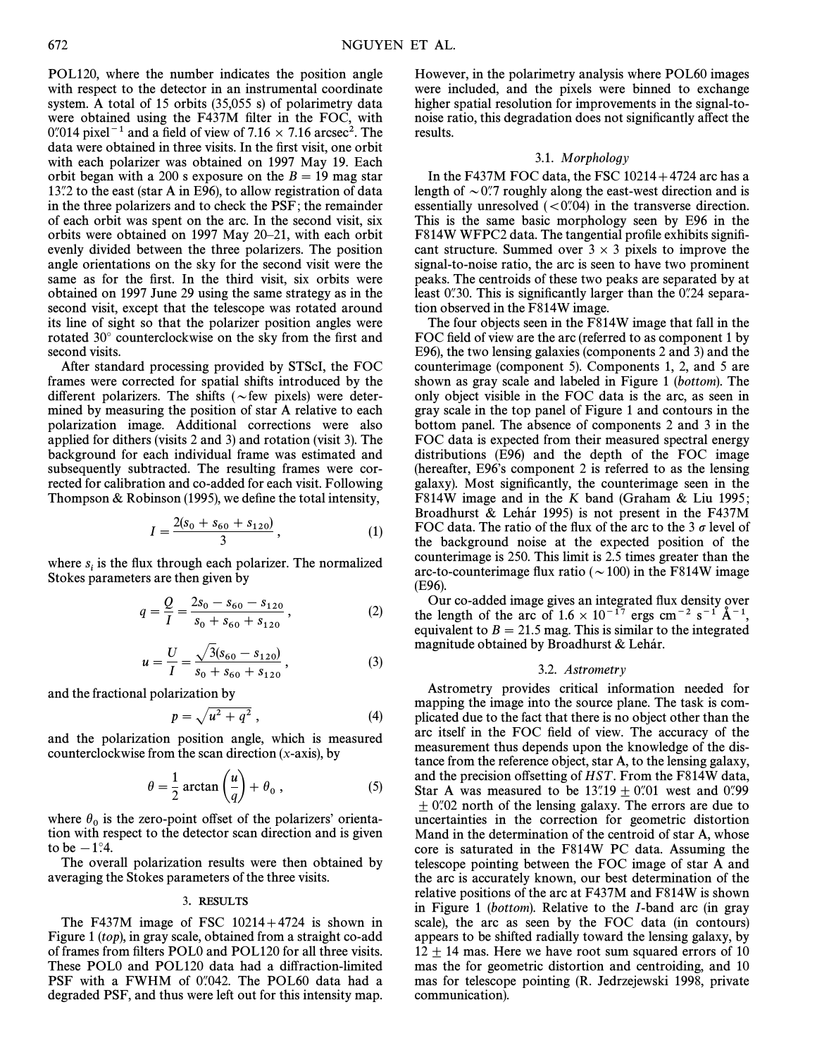POL120, where the number indicates the position angle with respect to the detector in an instrumental coordinate system. A total of 15 orbits (35,055 s) of polarimetry data were obtained using the F437M filter in the FOC, with 0.″014 pixel$^{-1}$ and a field of view of 7.16 × 7.16 arcsec$^2$. The data were obtained in three visits. In the first visit, one orbit with each polarizer was obtained on 1997 May 19. Each orbit began with a 200 s exposure on the $B = 19$ mag star 13.″2 to the east (star A in E96), to allow registration of data in the three polarizers and to check the PSF; the remainder of each orbit was spent on the arc. In the second visit, six orbits were obtained on 1997 May 20–21, with each orbit evenly divided between the three polarizers. The position angle orientations on the sky for the second visit were the same as for the first. In the third visit, six orbits were obtained on 1997 June 29 using the same strategy as in the second visit, except that the telescope was rotated around its line of sight so that the polarizer position angles were rotated 30° counterclockwise on the sky from the first and second visits.

After standard processing provided by STScI, the FOC frames were corrected for spatial shifts introduced by the different polarizers. The shifts (∼few pixels) were determined by measuring the position of star A relative to each polarization image. Additional corrections were also applied for dithers (visits 2 and 3) and rotation (visit 3). The background for each individual frame was estimated and subsequently subtracted. The resulting frames were corrected for calibration and co-added for each visit. Following Thompson & Robinson (1995), we define the total intensity,

$$I = \frac{2(s_0 + s_{60} + s_{120})}{3}, \tag{1}$$

where $s_i$ is the flux through each polarizer. The normalized Stokes parameters are then given by

$$q = \frac{Q}{I} = \frac{2s_0 - s_{60} - s_{120}}{s_0 + s_{60} + s_{120}}, \tag{2}$$

$$u = \frac{U}{I} = \frac{\sqrt{3}(s_{60} - s_{120})}{s_0 + s_{60} + s_{120}}, \tag{3}$$

and the fractional polarization by

$$p = \sqrt{u^2 + q^2}, \tag{4}$$

and the polarization position angle, which is measured counterclockwise from the scan direction ($x$-axis), by

$$\theta = \frac{1}{2}\arctan\left(\frac{u}{q}\right) + \theta_0, \tag{5}$$

where $\theta_0$ is the zero-point offset of the polarizers' orientation with respect to the detector scan direction and is given to be −1.°4.

The overall polarization results were then obtained by averaging the Stokes parameters of the three visits.

## 3. RESULTS

The F437M image of FSC 10214+4724 is shown in Figure 1 (*top*), in gray scale, obtained from a straight co-add of frames from filters POL0 and POL120 for all three visits. These POL0 and POL120 data had a diffraction-limited PSF with a FWHM of 0.″042. The POL60 data had a degraded PSF, and thus were left out for this intensity map. However, in the polarimetry analysis where POL60 images were included, and the pixels were binned to exchange higher spatial resolution for improvements in the signal-to-noise ratio, this degradation does not significantly affect the results.

### 3.1. *Morphology*

In the F437M FOC data, the FSC 10214+4724 arc has a length of ∼0.″7 roughly along the east-west direction and is essentially unresolved (<0.″04) in the transverse direction. This is the same basic morphology seen by E96 in the F814W WFPC2 data. The tangential profile exhibits significant structure. Summed over 3 × 3 pixels to improve the signal-to-noise ratio, the arc is seen to have two prominent peaks. The centroids of these two peaks are separated by at least 0.″30. This is significantly larger than the 0.″24 separation observed in the F814W image.

The four objects seen in the F814W image that fall in the FOC field of view are the arc (referred to as component 1 by E96), the two lensing galaxies (components 2 and 3) and the counterimage (component 5). Components 1, 2, and 5 are shown as gray scale and labeled in Figure 1 (*bottom*). The only object visible in the FOC data is the arc, as seen in gray scale in the top panel of Figure 1 and contours in the bottom panel. The absence of components 2 and 3 in the FOC data is expected from their measured spectral energy distributions (E96) and the depth of the FOC image (hereafter, E96's component 2 is referred to as the lensing galaxy). Most significantly, the counterimage seen in the F814W image and in the $K$ band (Graham & Liu 1995; Broadhurst & Lehár 1995) is not present in the F437M FOC data. The ratio of the flux of the arc to the 3 σ level of the background noise at the expected position of the counterimage is 250. This limit is 2.5 times greater than the arc-to-counterimage flux ratio (∼100) in the F814W image (E96).

Our co-added image gives an integrated flux density over the length of the arc of $1.6 \times 10^{-17}$ ergs cm$^{-2}$ s$^{-1}$ Å$^{-1}$, equivalent to $B = 21.5$ mag. This is similar to the integrated magnitude obtained by Broadhurst & Lehár.

### 3.2. *Astrometry*

Astrometry provides critical information needed for mapping the image into the source plane. The task is complicated due to the fact that there is no object other than the arc itself in the FOC field of view. The accuracy of the measurement thus depends upon the knowledge of the distance from the reference object, star A, to the lensing galaxy, and the precision offsetting of *HST*. From the F814W data, Star A was measured to be 13.″19 ± 0.″01 west and 0.″99 ± 0.″02 north of the lensing galaxy. The errors are due to uncertainties in the correction for geometric distortion Mand in the determination of the centroid of star A, whose core is saturated in the F814W PC data. Assuming the telescope pointing between the FOC image of star A and the arc is accurately known, our best determination of the relative positions of the arc at F437M and F814W is shown in Figure 1 (*bottom*). Relative to the $I$-band arc (in gray scale), the arc as seen by the FOC data (in contours) appears to be shifted radially toward the lensing galaxy, by 12 ± 14 mas. Here we have root sum squared errors of 10 mas the for geometric distortion and centroiding, and 10 mas for telescope pointing (R. Jedrzejewski 1998, private communication).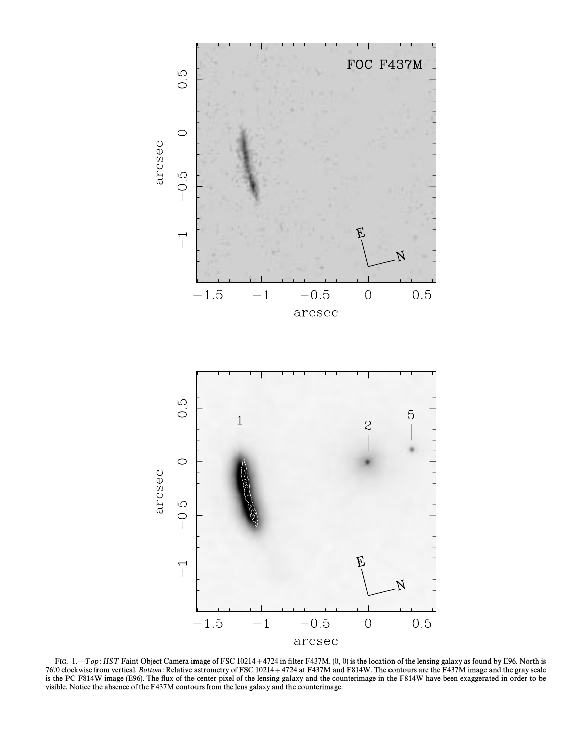FIG. 1.—*Top*: *HST* Faint Object Camera image of FSC 10214+4724 in filter F437M. (0, 0) is the location of the lensing galaxy as found by E96. North is 76°.0 clockwise from vertical. *Bottom*: Relative astrometry of FSC 10214+4724 at F437M and F814W. The contours are the F437M image and the gray scale is the PC F814W image (E96). The flux of the center pixel of the lensing galaxy and the counterimage in the F814W have been exaggerated in order to be visible. Notice the absence of the F437M contours from the lens galaxy and the counterimage.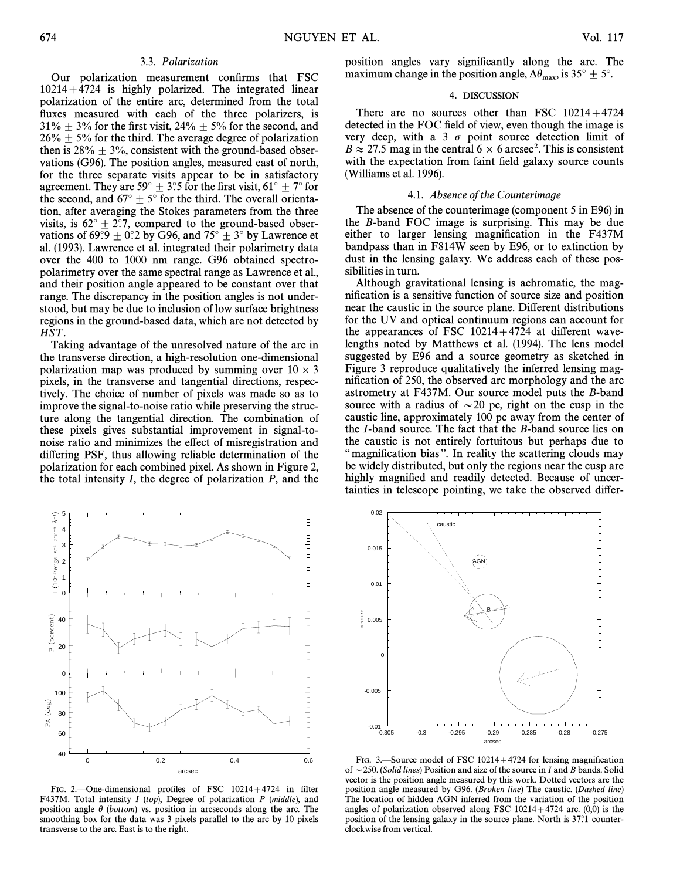### 3.3. *Polarization*

Our polarization measurement confirms that FSC 10214+4724 is highly polarized. The integrated linear polarization of the entire arc, determined from the total fluxes measured with each of the three polarizers, is 31% ± 3% for the first visit, 24% ± 5% for the second, and 26% ± 5% for the third. The average degree of polarization then is 28% ± 3%, consistent with the ground-based observations (G96). The position angles, measured east of north, for the three separate visits appear to be in satisfactory agreement. They are 59° ± 3°.5 for the first visit, 61° ± 7° for the second, and 67° ± 5° for the third. The overall orientation, after averaging the Stokes parameters from the three visits, is 62° ± 2°.7, compared to the ground-based observations of 69°.9 ± 0°.2 by G96, and 75° ± 3° by Lawrence et al. (1993). Lawrence et al. integrated their polarimetry data over the 400 to 1000 nm range. G96 obtained spectropolarimetry over the same spectral range as Lawrence et al., and their position angle appeared to be constant over that range. The discrepancy in the position angles is not understood, but may be due to inclusion of low surface brightness regions in the ground-based data, which are not detected by *HST*.

Taking advantage of the unresolved nature of the arc in the transverse direction, a high-resolution one-dimensional polarization map was produced by summing over 10 × 3 pixels, in the transverse and tangential directions, respectively. The choice of number of pixels was made so as to improve the signal-to-noise ratio while preserving the structure along the tangential direction. The combination of these pixels gives substantial improvement in signal-to-noise ratio and minimizes the effect of misregistration and differing PSF, thus allowing reliable determination of the polarization for each combined pixel. As shown in Figure 2, the total intensity $I$, the degree of polarization $P$, and the position angles vary significantly along the arc. The maximum change in the position angle, $\Delta\theta_{max}$, is 35° ± 5°.

FIG. 2.—One-dimensional profiles of FSC 10214+4724 in filter F437M. Total intensity $I$ (*top*), Degree of polarization $P$ (*middle*), and position angle $\theta$ (*bottom*) vs. position in arcseconds along the arc. The smoothing box for the data was 3 pixels parallel to the arc by 10 pixels transverse to the arc. East is to the right.

## 4. DISCUSSION

There are no sources other than FSC 10214+4724 detected in the FOC field of view, even though the image is very deep, with a 3 $\sigma$ point source detection limit of $B \approx 27.5$ mag in the central 6 × 6 arcsec$^2$. This is consistent with the expectation from faint field galaxy source counts (Williams et al. 1996).

### 4.1. *Absence of the Counterimage*

The absence of the counterimage (component 5 in E96) in the $B$-band FOC image is surprising. This may be due either to larger lensing magnification in the F437M bandpass than in F814W seen by E96, or to extinction by dust in the lensing galaxy. We address each of these possibilities in turn.

Although gravitational lensing is achromatic, the magnification is a sensitive function of source size and position near the caustic in the source plane. Different distributions for the UV and optical continuum regions can account for the appearances of FSC 10214+4724 at different wavelengths noted by Matthews et al. (1994). The lens model suggested by E96 and a source geometry as sketched in Figure 3 reproduce qualitatively the inferred lensing magnification of 250, the observed arc morphology and the arc astrometry at F437M. Our source model puts the $B$-band source with a radius of ~20 pc, right on the cusp in the caustic line, approximately 100 pc away from the center of the $I$-band source. The fact that the $B$-band source lies on the caustic is not entirely fortuitous but perhaps due to "magnification bias". In reality the scattering clouds may be widely distributed, but only the regions near the cusp are highly magnified and readily detected. Because of uncertainties in telescope pointing, we take the observed differ-

FIG. 3.—Source model of FSC 10214+4724 for lensing magnification of ~250. (*Solid lines*) Position and size of the source in $I$ and $B$ bands. Solid vector is the position angle measured by this work. Dotted vectors are the position angle measured by G96. (*Broken line*) The caustic. (*Dashed line*) The location of hidden AGN inferred from the variation of the position angles of polarization observed along FSC 10214+4724 arc. (0,0) is the position of the lensing galaxy in the source plane. North is 37°.1 counterclockwise from vertical.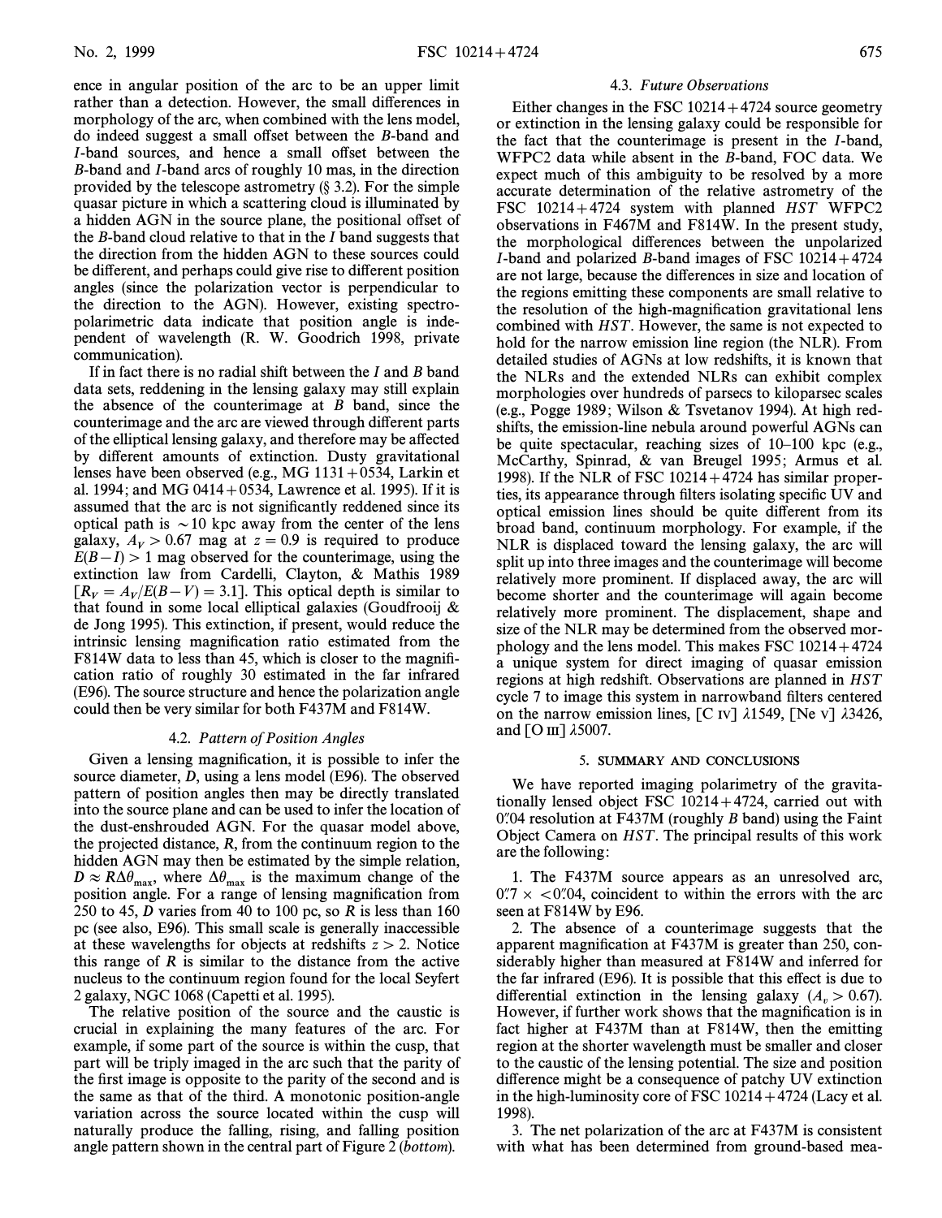ence in angular position of the arc to be an upper limit rather than a detection. However, the small differences in morphology of the arc, when combined with the lens model, do indeed suggest a small offset between the *B*-band and *I*-band sources, and hence a small offset between the *B*-band and *I*-band arcs of roughly 10 mas, in the direction provided by the telescope astrometry (§ 3.2). For the simple quasar picture in which a scattering cloud is illuminated by a hidden AGN in the source plane, the positional offset of the *B*-band cloud relative to that in the *I* band suggests that the direction from the hidden AGN to these sources could be different, and perhaps could give rise to different position angles (since the polarization vector is perpendicular to the direction to the AGN). However, existing spectropolarimetric data indicate that position angle is independent of wavelength (R. W. Goodrich 1998, private communication).

If in fact there is no radial shift between the *I* and *B* band data sets, reddening in the lensing galaxy may still explain the absence of the counterimage at *B* band, since the counterimage and the arc are viewed through different parts of the elliptical lensing galaxy, and therefore may be affected by different amounts of extinction. Dusty gravitational lenses have been observed (e.g., MG 1131+0534, Larkin et al. 1994; and MG 0414+0534, Lawrence et al. 1995). If it is assumed that the arc is not significantly reddened since its optical path is $\sim 10$ kpc away from the center of the lens galaxy, $A_V > 0.67$ mag at $z = 0.9$ is required to produce $E(B-I) > 1$ mag observed for the counterimage, using the extinction law from Cardelli, Clayton, & Mathis 1989 [$R_V = A_V/E(B-V) = 3.1$]. This optical depth is similar to that found in some local elliptical galaxies (Goudfrooij & de Jong 1995). This extinction, if present, would reduce the intrinsic lensing magnification ratio estimated from the F814W data to less than 45, which is closer to the magnification ratio of roughly 30 estimated in the far infrared (E96). The source structure and hence the polarization angle could then be very similar for both F437M and F814W.

### 4.2. *Pattern of Position Angles*

Given a lensing magnification, it is possible to infer the source diameter, *D*, using a lens model (E96). The observed pattern of position angles then may be directly translated into the source plane and can be used to infer the location of the dust-enshrouded AGN. For the quasar model above, the projected distance, *R*, from the continuum region to the hidden AGN may then be estimated by the simple relation, $D \approx R\Delta\theta_{\max}$, where $\Delta\theta_{\max}$ is the maximum change of the position angle. For a range of lensing magnification from 250 to 45, *D* varies from 40 to 100 pc, so *R* is less than 160 pc (see also, E96). This small scale is generally inaccessible at these wavelengths for objects at redshifts $z > 2$. Notice this range of *R* is similar to the distance from the active nucleus to the continuum region found for the local Seyfert 2 galaxy, NGC 1068 (Capetti et al. 1995).

The relative position of the source and the caustic is crucial in explaining the many features of the arc. For example, if some part of the source is within the cusp, that part will be triply imaged in the arc such that the parity of the first image is opposite to the parity of the second and is the same as that of the third. A monotonic position-angle variation across the source located within the cusp will naturally produce the falling, rising, and falling position angle pattern shown in the central part of Figure 2 (*bottom*).

### 4.3. *Future Observations*

Either changes in the FSC 10214+4724 source geometry or extinction in the lensing galaxy could be responsible for the fact that the counterimage is present in the *I*-band, WFPC2 data while absent in the *B*-band, FOC data. We expect much of this ambiguity to be resolved by a more accurate determination of the relative astrometry of the FSC 10214+4724 system with planned *HST* WFPC2 observations in F467M and F814W. In the present study, the morphological differences between the unpolarized *I*-band and polarized *B*-band images of FSC 10214+4724 are not large, because the differences in size and location of the regions emitting these components are small relative to the resolution of the high-magnification gravitational lens combined with *HST*. However, the same is not expected to hold for the narrow emission line region (the NLR). From detailed studies of AGNs at low redshifts, it is known that the NLRs and the extended NLRs can exhibit complex morphologies over hundreds of parsecs to kiloparsec scales (e.g., Pogge 1989; Wilson & Tsvetanov 1994). At high redshifts, the emission-line nebula around powerful AGNs can be quite spectacular, reaching sizes of 10–100 kpc (e.g., McCarthy, Spinrad, & van Breugel 1995; Armus et al. 1998). If the NLR of FSC 10214+4724 has similar properties, its appearance through filters isolating specific UV and optical emission lines should be quite different from its broad band, continuum morphology. For example, if the NLR is displaced toward the lensing galaxy, the arc will split up into three images and the counterimage will become relatively more prominent. If displaced away, the arc will become shorter and the counterimage will again become relatively more prominent. The displacement, shape and size of the NLR may be determined from the observed morphology and the lens model. This makes FSC 10214+4724 a unique system for direct imaging of quasar emission regions at high redshift. Observations are planned in *HST* cycle 7 to image this system in narrowband filters centered on the narrow emission lines, [C IV] λ1549, [Ne V] λ3426, and [O III] λ5007.

## 5. SUMMARY AND CONCLUSIONS

We have reported imaging polarimetry of the gravitationally lensed object FSC 10214+4724, carried out with 0".04 resolution at F437M (roughly *B* band) using the Faint Object Camera on *HST*. The principal results of this work are the following:

1. The F437M source appears as an unresolved arc, 0".7 × <0".04, coincident to within the errors with the arc seen at F814W by E96.

2. The absence of a counterimage suggests that the apparent magnification at F437M is greater than 250, considerably higher than measured at F814W and inferred for the far infrared (E96). It is possible that this effect is due to differential extinction in the lensing galaxy ($A_v > 0.67$). However, if further work shows that the magnification is in fact higher at F437M than at F814W, then the emitting region at the shorter wavelength must be smaller and closer to the caustic of the lensing potential. The size and position difference might be a consequence of patchy UV extinction in the high-luminosity core of FSC 10214+4724 (Lacy et al. 1998).

3. The net polarization of the arc at F437M is consistent with what has been determined from ground-based mea-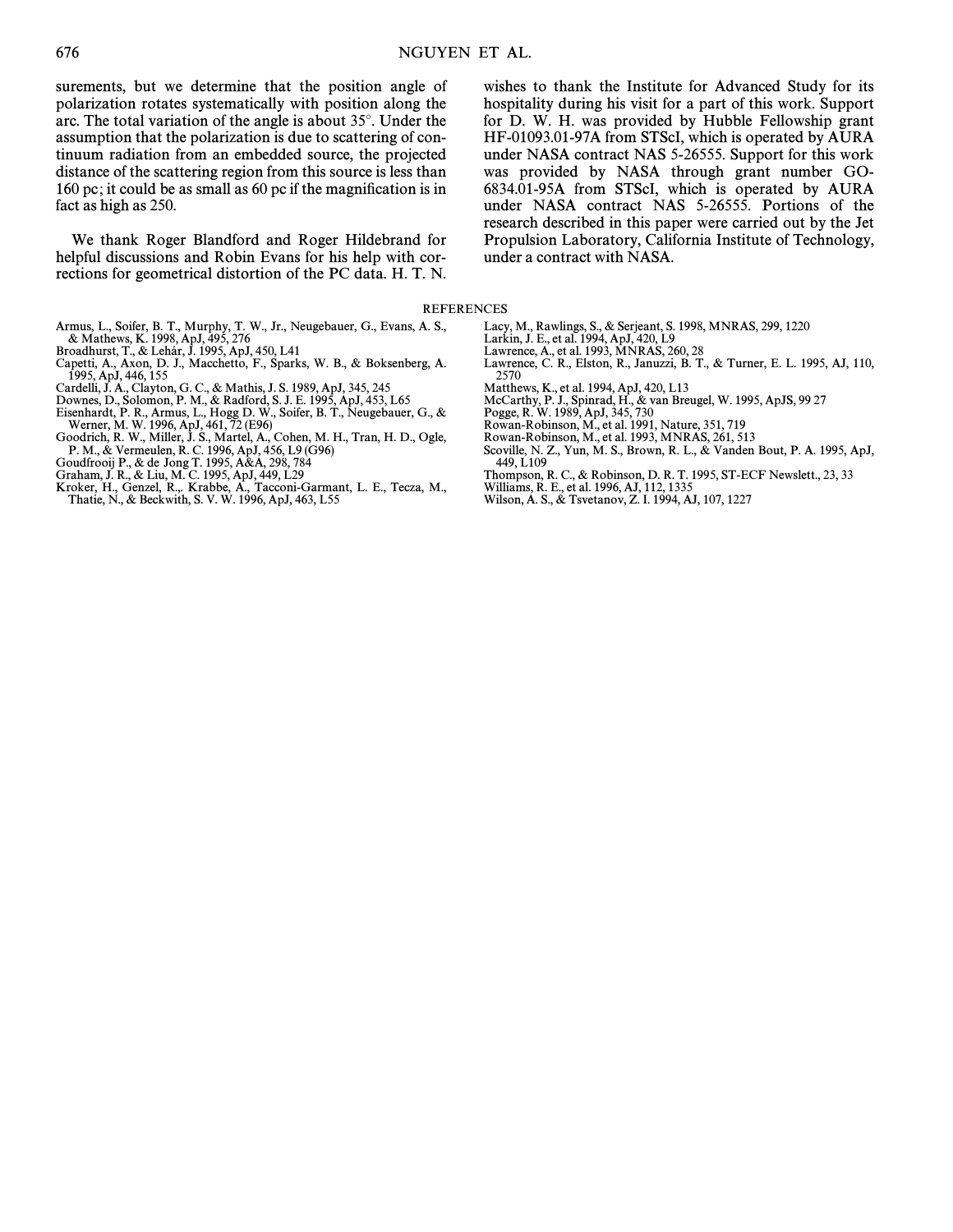surements, but we determine that the position angle of polarization rotates systematically with position along the arc. The total variation of the angle is about 35°. Under the assumption that the polarization is due to scattering of continuum radiation from an embedded source, the projected distance of the scattering region from this source is less than 160 pc; it could be as small as 60 pc if the magnification is in fact as high as 250.

We thank Roger Blandford and Roger Hildebrand for helpful discussions and Robin Evans for his help with corrections for geometrical distortion of the PC data. H. T. N. wishes to thank the Institute for Advanced Study for its hospitality during his visit for a part of this work. Support for D. W. H. was provided by Hubble Fellowship grant HF-01093.01-97A from STScI, which is operated by AURA under NASA contract NAS 5-26555. Support for this work was provided by NASA through grant number GO-6834.01-95A from STScI, which is operated by AURA under NASA contract NAS 5-26555. Portions of the research described in this paper were carried out by the Jet Propulsion Laboratory, California Institute of Technology, under a contract with NASA.

## REFERENCES

Armus, L., Soifer, B. T., Murphy, T. W., Jr., Neugebauer, G., Evans, A. S., & Mathews, K. 1998, ApJ, 495, 276

Broadhurst, T., & Lehár, J. 1995, ApJ, 450, L41

Capetti, A., Axon, D. J., Macchetto, F., Sparks, W. B., & Boksenberg, A. 1995, ApJ, 446, 155

Cardelli, J. A., Clayton, G. C., & Mathis, J. S. 1989, ApJ, 345, 245

Downes, D., Solomon, P. M., & Radford, S. J. E. 1995, ApJ, 453, L65

Eisenhardt, P. R., Armus, L., Hogg D. W., Soifer, B. T., Neugebauer, G., & Werner, M. W. 1996, ApJ, 461, 72 (E96)

Goodrich, R. W., Miller, J. S., Martel, A., Cohen, M. H., Tran, H. D., Ogle, P. M., & Vermeulen, R. C. 1996, ApJ, 456, L9 (G96)

Goudfrooij P., & de Jong T. 1995, A&A, 298, 784

Graham, J. R., & Liu, M. C. 1995, ApJ, 449, L29

Kroker, H., Genzel, R.,. Krabbe, A., Tacconi-Garmant, L. E., Tecza, M., Thatie, N., & Beckwith, S. V. W. 1996, ApJ, 463, L55

Lacy, M., Rawlings, S., & Serjeant, S. 1998, MNRAS, 299, 1220

Larkin, J. E., et al. 1994, ApJ, 420, L9

Lawrence, A., et al. 1993, MNRAS, 260, 28

Lawrence, C. R., Elston, R., Januzzi, B. T., & Turner, E. L. 1995, AJ, 110, 2570

Matthews, K., et al. 1994, ApJ, 420, L13

McCarthy, P. J., Spinrad, H., & van Breugel, W. 1995, ApJS, 99 27

Pogge, R. W. 1989, ApJ, 345, 730

Rowan-Robinson, M., et al. 1991, Nature, 351, 719

Rowan-Robinson, M., et al. 1993, MNRAS, 261, 513

Scoville, N. Z., Yun, M. S., Brown, R. L., & Vanden Bout, P. A. 1995, ApJ, 449, L109

Thompson, R. C., & Robinson, D. R. T. 1995, ST-ECF Newslett., 23, 33

Williams, R. E., et al. 1996, AJ, 112, 1335

Wilson, A. S., & Tsvetanov, Z. I. 1994, AJ, 107, 1227